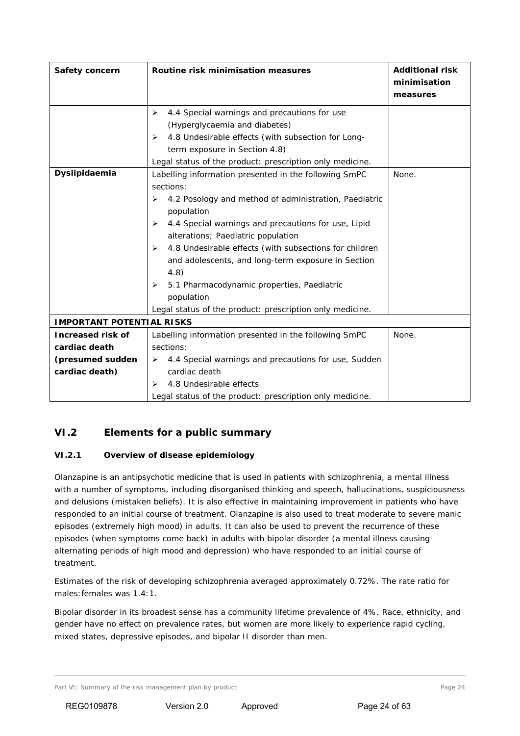| Safety concern | Routine risk minimisation measures | Additional risk minimisation measures |
|---|---|---|
| | ➢ 4.4 Special warnings and precautions for use (Hyperglycaemia and diabetes)<br>➢ 4.8 Undesirable effects (with subsection for Long-term exposure in Section 4.8)<br>Legal status of the product: prescription only medicine. | |
| **Dyslipidaemia** | Labelling information presented in the following SmPC sections:<br>➢ 4.2 Posology and method of administration, Paediatric population<br>➢ 4.4 Special warnings and precautions for use, Lipid alterations; Paediatric population<br>➢ 4.8 Undesirable effects (with subsections for children and adolescents, and long-term exposure in Section 4.8)<br>➢ 5.1 Pharmacodynamic properties, Paediatric population<br>Legal status of the product: prescription only medicine. | None. |
| **IMPORTANT POTENTIAL RISKS** | | |
| **Increased risk of cardiac death (presumed sudden cardiac death)** | Labelling information presented in the following SmPC sections:<br>➢ 4.4 Special warnings and precautions for use, Sudden cardiac death<br>➢ 4.8 Undesirable effects<br>Legal status of the product: prescription only medicine. | None. |

## VI.2 Elements for a public summary

### VI.2.1 Overview of disease epidemiology

Olanzapine is an antipsychotic medicine that is used in patients with schizophrenia, a mental illness with a number of symptoms, including disorganised thinking and speech, hallucinations, suspiciousness and delusions (mistaken beliefs). It is also effective in maintaining improvement in patients who have responded to an initial course of treatment. Olanzapine is also used to treat moderate to severe manic episodes (extremely high mood) in adults. It can also be used to prevent the recurrence of these episodes (when symptoms come back) in adults with bipolar disorder (a mental illness causing alternating periods of high mood and depression) who have responded to an initial course of treatment.

Estimates of the risk of developing schizophrenia averaged approximately 0.72%. The rate ratio for males:females was 1.4:1.

Bipolar disorder in its broadest sense has a community lifetime prevalence of 4%. Race, ethnicity, and gender have no effect on prevalence rates, but women are more likely to experience rapid cycling, mixed states, depressive episodes, and bipolar II disorder than men.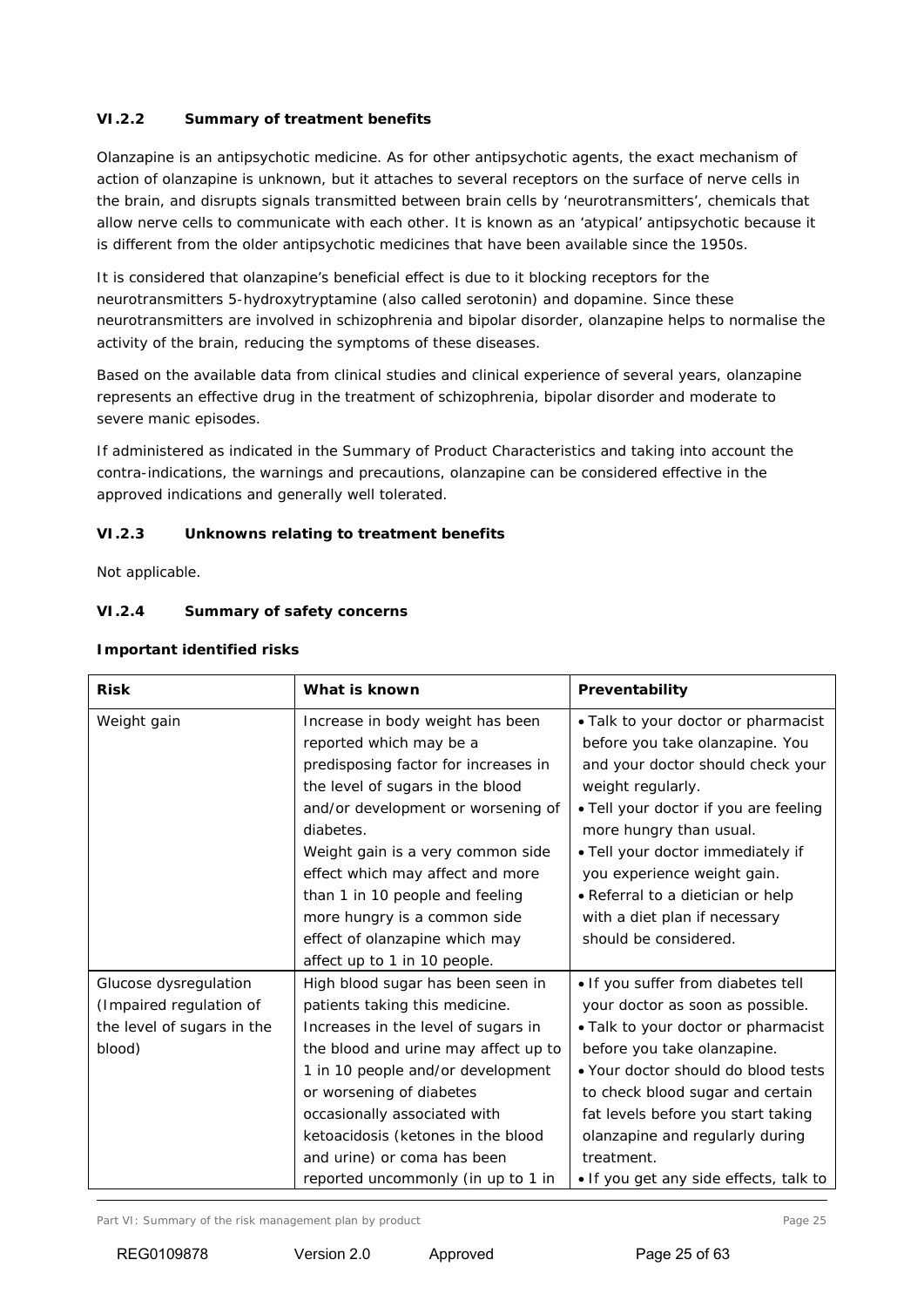### VI.2.2 Summary of treatment benefits

Olanzapine is an antipsychotic medicine. As for other antipsychotic agents, the exact mechanism of action of olanzapine is unknown, but it attaches to several receptors on the surface of nerve cells in the brain, and disrupts signals transmitted between brain cells by 'neurotransmitters', chemicals that allow nerve cells to communicate with each other. It is known as an 'atypical' antipsychotic because it is different from the older antipsychotic medicines that have been available since the 1950s.

It is considered that olanzapine's beneficial effect is due to it blocking receptors for the neurotransmitters 5-hydroxytryptamine (also called serotonin) and dopamine. Since these neurotransmitters are involved in schizophrenia and bipolar disorder, olanzapine helps to normalise the activity of the brain, reducing the symptoms of these diseases.

Based on the available data from clinical studies and clinical experience of several years, olanzapine represents an effective drug in the treatment of schizophrenia, bipolar disorder and moderate to severe manic episodes.

If administered as indicated in the Summary of Product Characteristics and taking into account the contra-indications, the warnings and precautions, olanzapine can be considered effective in the approved indications and generally well tolerated.

### VI.2.3 Unknowns relating to treatment benefits

Not applicable.

### VI.2.4 Summary of safety concerns

**Important identified risks**

| Risk | What is known | Preventability |
|---|---|---|
| Weight gain | Increase in body weight has been reported which may be a predisposing factor for increases in the level of sugars in the blood and/or development or worsening of diabetes.<br>Weight gain is a very common side effect which may affect and more than 1 in 10 people and feeling more hungry is a common side effect of olanzapine which may affect up to 1 in 10 people. | • Talk to your doctor or pharmacist before you take olanzapine. You and your doctor should check your weight regularly.<br>• Tell your doctor if you are feeling more hungry than usual.<br>• Tell your doctor immediately if you experience weight gain.<br>• Referral to a dietician or help with a diet plan if necessary should be considered. |
| Glucose dysregulation (Impaired regulation of the level of sugars in the blood) | High blood sugar has been seen in patients taking this medicine. Increases in the level of sugars in the blood and urine may affect up to 1 in 10 people and/or development or worsening of diabetes occasionally associated with ketoacidosis (ketones in the blood and urine) or coma has been reported uncommonly (in up to 1 in | • If you suffer from diabetes tell your doctor as soon as possible.<br>• Talk to your doctor or pharmacist before you take olanzapine.<br>• Your doctor should do blood tests to check blood sugar and certain fat levels before you start taking olanzapine and regularly during treatment.<br>• If you get any side effects, talk to |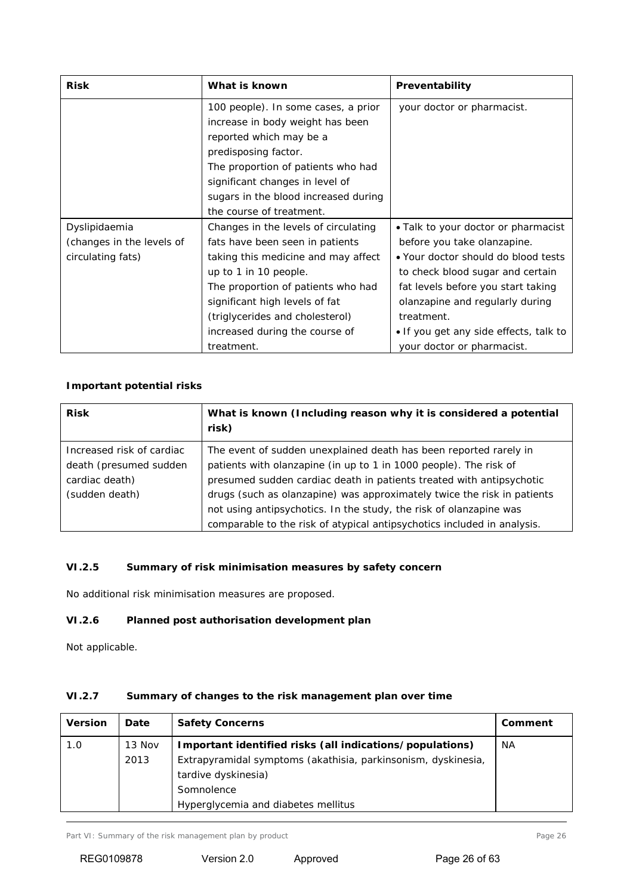| Risk | What is known | Preventability |
|---|---|---|
| | 100 people). In some cases, a prior increase in body weight has been reported which may be a predisposing factor.<br>The proportion of patients who had significant changes in level of sugars in the blood increased during the course of treatment. | your doctor or pharmacist. |
| Dyslipidaemia (changes in the levels of circulating fats) | Changes in the levels of circulating fats have been seen in patients taking this medicine and may affect up to 1 in 10 people.<br>The proportion of patients who had significant high levels of fat (triglycerides and cholesterol) increased during the course of treatment. | • Talk to your doctor or pharmacist before you take olanzapine.<br>• Your doctor should do blood tests to check blood sugar and certain fat levels before you start taking olanzapine and regularly during treatment.<br>• If you get any side effects, talk to your doctor or pharmacist. |

**Important potential risks**

| Risk | What is known (Including reason why it is considered a potential risk) |
|---|---|
| Increased risk of cardiac death (presumed sudden cardiac death) (sudden death) | The event of sudden unexplained death has been reported rarely in patients with olanzapine (in up to 1 in 1000 people). The risk of presumed sudden cardiac death in patients treated with antipsychotic drugs (such as olanzapine) was approximately twice the risk in patients not using antipsychotics. In the study, the risk of olanzapine was comparable to the risk of atypical antipsychotics included in analysis. |

### VI.2.5 Summary of risk minimisation measures by safety concern

No additional risk minimisation measures are proposed.

### VI.2.6 Planned post authorisation development plan

Not applicable.

### VI.2.7 Summary of changes to the risk management plan over time

| Version | Date | Safety Concerns | Comment |
|---|---|---|---|
| 1.0 | 13 Nov 2013 | **Important identified risks (all indications/populations)**<br>Extrapyramidal symptoms (akathisia, parkinsonism, dyskinesia, tardive dyskinesia)<br>Somnolence<br>Hyperglycemia and diabetes mellitus | NA |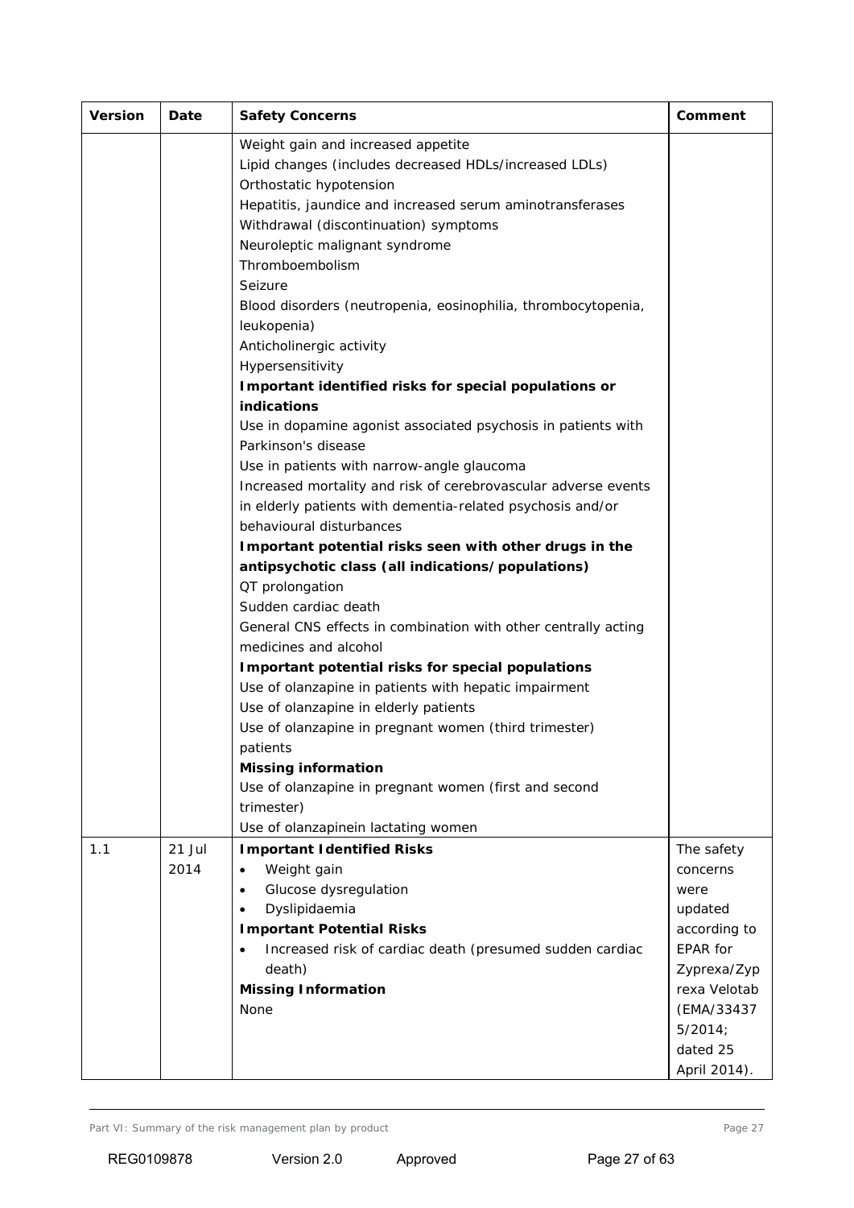| Version | Date | Safety Concerns | Comment |
|---|---|---|---|
| | | Weight gain and increased appetite<br>Lipid changes (includes decreased HDLs/increased LDLs)<br>Orthostatic hypotension<br>Hepatitis, jaundice and increased serum aminotransferases<br>Withdrawal (discontinuation) symptoms<br>Neuroleptic malignant syndrome<br>Thromboembolism<br>Seizure<br>Blood disorders (neutropenia, eosinophilia, thrombocytopenia, leukopenia)<br>Anticholinergic activity<br>Hypersensitivity<br>**Important identified risks for special populations or indications**<br>Use in dopamine agonist associated psychosis in patients with Parkinson's disease<br>Use in patients with narrow-angle glaucoma<br>Increased mortality and risk of cerebrovascular adverse events in elderly patients with dementia-related psychosis and/or behavioural disturbances<br>**Important potential risks seen with other drugs in the antipsychotic class (all indications/populations)**<br>QT prolongation<br>Sudden cardiac death<br>General CNS effects in combination with other centrally acting medicines and alcohol<br>**Important potential risks for special populations**<br>Use of olanzapine in patients with hepatic impairment<br>Use of olanzapine in elderly patients<br>Use of olanzapine in pregnant women (third trimester) patients<br>**Missing information**<br>Use of olanzapine in pregnant women (first and second trimester)<br>Use of olanzapinein lactating women | |
| 1.1 | 21 Jul 2014 | **Important Identified Risks**<br>• Weight gain<br>• Glucose dysregulation<br>• Dyslipidaemia<br>**Important Potential Risks**<br>• Increased risk of cardiac death (presumed sudden cardiac death)<br>**Missing Information**<br>None | The safety concerns were updated according to EPAR for Zyprexa/Zyprexa Velotab (EMA/334375/2014; dated 25 April 2014). |